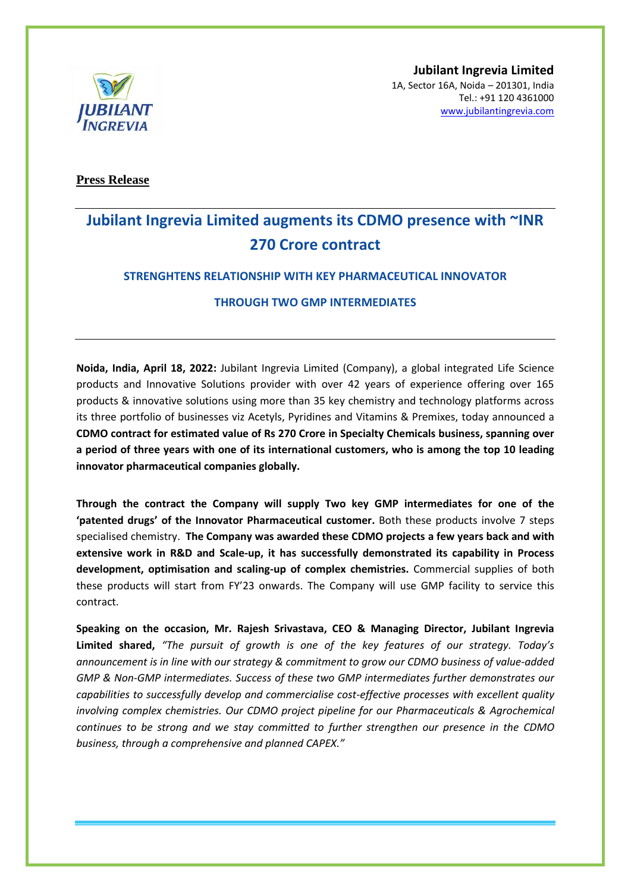**Jubilant Ingrevia Limited**
1A, Sector 16A, Noida – 201301, India
Tel.: +91 120 4361000
www.jubilantingrevia.com

**Press Release**

# Jubilant Ingrevia Limited augments its CDMO presence with ~INR 270 Crore contract

## STRENGHTENS RELATIONSHIP WITH KEY PHARMACEUTICAL INNOVATOR THROUGH TWO GMP INTERMEDIATES

**Noida, India, April 18, 2022:** Jubilant Ingrevia Limited (Company), a global integrated Life Science products and Innovative Solutions provider with over 42 years of experience offering over 165 products & innovative solutions using more than 35 key chemistry and technology platforms across its three portfolio of businesses viz Acetyls, Pyridines and Vitamins & Premixes, today announced a **CDMO contract for estimated value of Rs 270 Crore in Specialty Chemicals business, spanning over a period of three years with one of its international customers, who is among the top 10 leading innovator pharmaceutical companies globally.**

**Through the contract the Company will supply Two key GMP intermediates for one of the 'patented drugs' of the Innovator Pharmaceutical customer.** Both these products involve 7 steps specialised chemistry. **The Company was awarded these CDMO projects a few years back and with extensive work in R&D and Scale-up, it has successfully demonstrated its capability in Process development, optimisation and scaling-up of complex chemistries.** Commercial supplies of both these products will start from FY'23 onwards. The Company will use GMP facility to service this contract.

**Speaking on the occasion, Mr. Rajesh Srivastava, CEO & Managing Director, Jubilant Ingrevia Limited shared,** *"The pursuit of growth is one of the key features of our strategy. Today's announcement is in line with our strategy & commitment to grow our CDMO business of value-added GMP & Non-GMP intermediates. Success of these two GMP intermediates further demonstrates our capabilities to successfully develop and commercialise cost-effective processes with excellent quality involving complex chemistries. Our CDMO project pipeline for our Pharmaceuticals & Agrochemical continues to be strong and we stay committed to further strengthen our presence in the CDMO business, through a comprehensive and planned CAPEX."*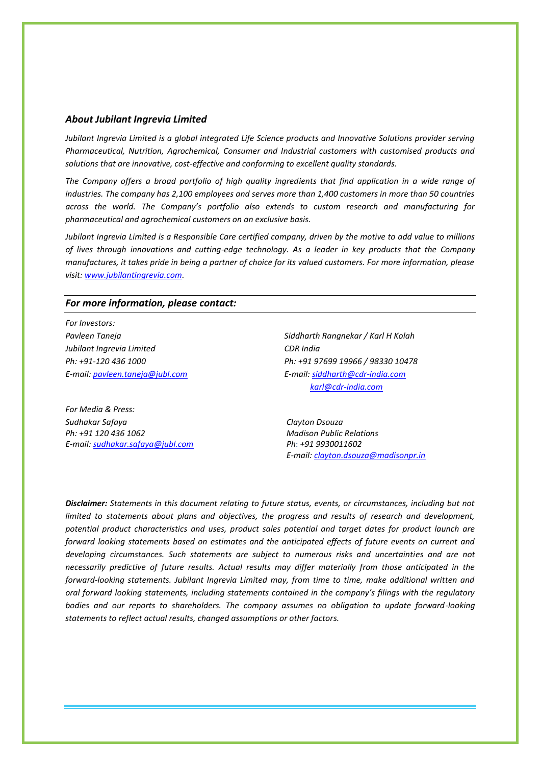### *About Jubilant Ingrevia Limited*

*Jubilant Ingrevia Limited is a global integrated Life Science products and Innovative Solutions provider serving Pharmaceutical, Nutrition, Agrochemical, Consumer and Industrial customers with customised products and solutions that are innovative, cost-effective and conforming to excellent quality standards.*

*The Company offers a broad portfolio of high quality ingredients that find application in a wide range of industries. The company has 2,100 employees and serves more than 1,400 customers in more than 50 countries across the world. The Company's portfolio also extends to custom research and manufacturing for pharmaceutical and agrochemical customers on an exclusive basis.*

*Jubilant Ingrevia Limited is a Responsible Care certified company, driven by the motive to add value to millions of lives through innovations and cutting-edge technology. As a leader in key products that the Company manufactures, it takes pride in being a partner of choice for its valued customers. For more information, please visit: [www.jubilantingrevia.com](http://www.jubilantingrevia.com).*

---

### *For more information, please contact:*

---

*For Investors:*

*Pavleen Taneja*
*Jubilant Ingrevia Limited*
*Ph: +91-120 436 1000*
*E-mail: pavleen.taneja@jubl.com*

*Siddharth Rangnekar / Karl H Kolah*
*CDR India*
*Ph: +91 97699 19966 / 98330 10478*
*E-mail: siddharth@cdr-india.com*
*karl@cdr-india.com*

*For Media & Press:*

*Sudhakar Safaya*
*Ph: +91 120 436 1062*
*E-mail: sudhakar.safaya@jubl.com*

*Clayton Dsouza*
*Madison Public Relations*
*Ph: +91 9930011602*
*E-mail: clayton.dsouza@madisonpr.in*

***Disclaimer:*** *Statements in this document relating to future status, events, or circumstances, including but not limited to statements about plans and objectives, the progress and results of research and development, potential product characteristics and uses, product sales potential and target dates for product launch are forward looking statements based on estimates and the anticipated effects of future events on current and developing circumstances. Such statements are subject to numerous risks and uncertainties and are not necessarily predictive of future results. Actual results may differ materially from those anticipated in the forward-looking statements. Jubilant Ingrevia Limited may, from time to time, make additional written and oral forward looking statements, including statements contained in the company's filings with the regulatory bodies and our reports to shareholders. The company assumes no obligation to update forward-looking statements to reflect actual results, changed assumptions or other factors.*